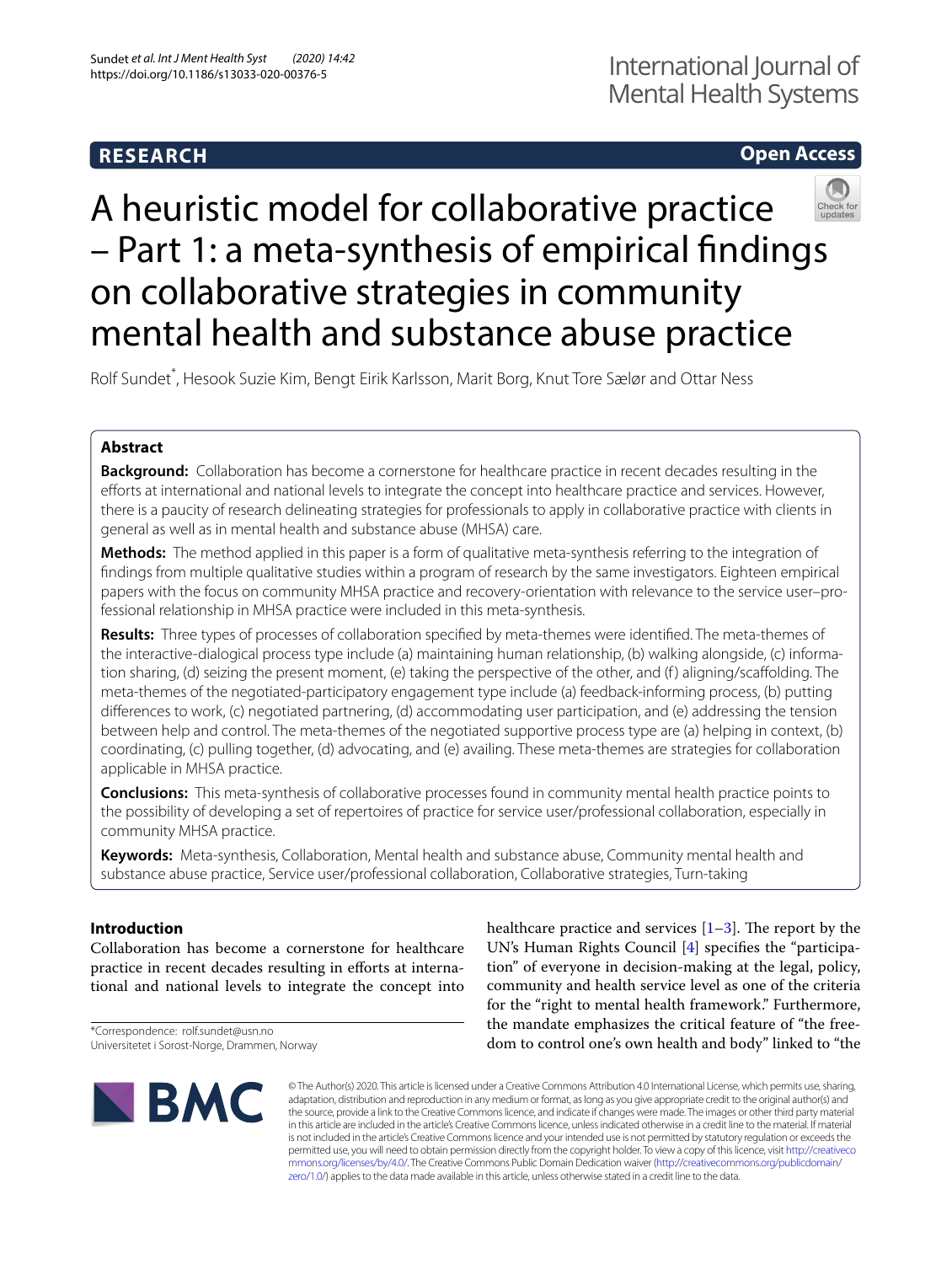**RESEARCH** **Open Access**

# A heuristic model for collaborative practice – Part 1: a meta-synthesis of empirical findings on collaborative strategies in community mental health and substance abuse practice

Rolf Sundet*, Hesook Suzie Kim, Bengt Eirik Karlsson, Marit Borg, Knut Tore Sælør and Ottar Ness

## Abstract

**Background:** Collaboration has become a cornerstone for healthcare practice in recent decades resulting in the efforts at international and national levels to integrate the concept into healthcare practice and services. However, there is a paucity of research delineating strategies for professionals to apply in collaborative practice with clients in general as well as in mental health and substance abuse (MHSA) care.

**Methods:** The method applied in this paper is a form of qualitative meta-synthesis referring to the integration of findings from multiple qualitative studies within a program of research by the same investigators. Eighteen empirical papers with the focus on community MHSA practice and recovery-orientation with relevance to the service user–professional relationship in MHSA practice were included in this meta-synthesis.

**Results:** Three types of processes of collaboration specified by meta-themes were identified. The meta-themes of the interactive-dialogical process type include (a) maintaining human relationship, (b) walking alongside, (c) information sharing, (d) seizing the present moment, (e) taking the perspective of the other, and (f) aligning/scaffolding. The meta-themes of the negotiated-participatory engagement type include (a) feedback-informing process, (b) putting differences to work, (c) negotiated partnering, (d) accommodating user participation, and (e) addressing the tension between help and control. The meta-themes of the negotiated supportive process type are (a) helping in context, (b) coordinating, (c) pulling together, (d) advocating, and (e) availing. These meta-themes are strategies for collaboration applicable in MHSA practice.

**Conclusions:** This meta-synthesis of collaborative processes found in community mental health practice points to the possibility of developing a set of repertoires of practice for service user/professional collaboration, especially in community MHSA practice.

**Keywords:** Meta-synthesis, Collaboration, Mental health and substance abuse, Community mental health and substance abuse practice, Service user/professional collaboration, Collaborative strategies, Turn-taking

## Introduction

Collaboration has become a cornerstone for healthcare practice in recent decades resulting in efforts at international and national levels to integrate the concept into healthcare practice and services [1–3]. The report by the UN's Human Rights Council [4] specifies the "participation" of everyone in decision-making at the legal, policy, community and health service level as one of the criteria for the "right to mental health framework." Furthermore, the mandate emphasizes the critical feature of "the freedom to control one's own health and body" linked to "the

*Correspondence: rolf.sundet@usn.no
Universitetet i Sorost-Norge, Drammen, Norway

© The Author(s) 2020. This article is licensed under a Creative Commons Attribution 4.0 International License, which permits use, sharing, adaptation, distribution and reproduction in any medium or format, as long as you give appropriate credit to the original author(s) and the source, provide a link to the Creative Commons licence, and indicate if changes were made. The images or other third party material in this article are included in the article's Creative Commons licence, unless indicated otherwise in a credit line to the material. If material is not included in the article's Creative Commons licence and your intended use is not permitted by statutory regulation or exceeds the permitted use, you will need to obtain permission directly from the copyright holder. To view a copy of this licence, visit http://creativecommons.org/licenses/by/4.0/. The Creative Commons Public Domain Dedication waiver (http://creativecommons.org/publicdomain/zero/1.0/) applies to the data made available in this article, unless otherwise stated in a credit line to the data.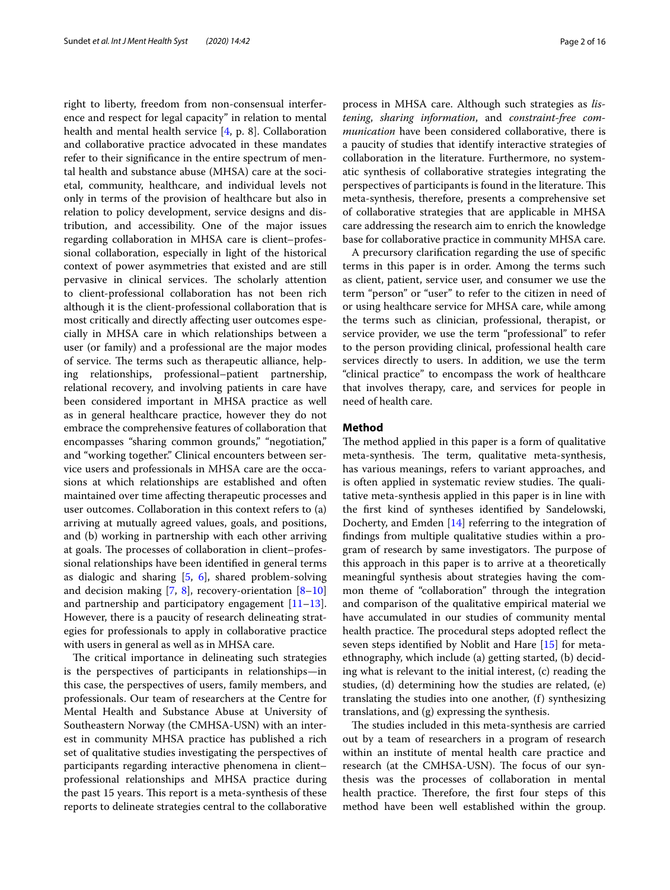right to liberty, freedom from non-consensual interference and respect for legal capacity" in relation to mental health and mental health service [4, p. 8]. Collaboration and collaborative practice advocated in these mandates refer to their significance in the entire spectrum of mental health and substance abuse (MHSA) care at the societal, community, healthcare, and individual levels not only in terms of the provision of healthcare but also in relation to policy development, service designs and distribution, and accessibility. One of the major issues regarding collaboration in MHSA care is client–professional collaboration, especially in light of the historical context of power asymmetries that existed and are still pervasive in clinical services. The scholarly attention to client-professional collaboration has not been rich although it is the client-professional collaboration that is most critically and directly affecting user outcomes especially in MHSA care in which relationships between a user (or family) and a professional are the major modes of service. The terms such as therapeutic alliance, helping relationships, professional–patient partnership, relational recovery, and involving patients in care have been considered important in MHSA practice as well as in general healthcare practice, however they do not embrace the comprehensive features of collaboration that encompasses "sharing common grounds," "negotiation," and "working together." Clinical encounters between service users and professionals in MHSA care are the occasions at which relationships are established and often maintained over time affecting therapeutic processes and user outcomes. Collaboration in this context refers to (a) arriving at mutually agreed values, goals, and positions, and (b) working in partnership with each other arriving at goals. The processes of collaboration in client–professional relationships have been identified in general terms as dialogic and sharing [5, 6], shared problem-solving and decision making [7, 8], recovery-orientation [8–10] and partnership and participatory engagement [11–13]. However, there is a paucity of research delineating strategies for professionals to apply in collaborative practice with users in general as well as in MHSA care.

The critical importance in delineating such strategies is the perspectives of participants in relationships—in this case, the perspectives of users, family members, and professionals. Our team of researchers at the Centre for Mental Health and Substance Abuse at University of Southeastern Norway (the CMHSA-USN) with an interest in community MHSA practice has published a rich set of qualitative studies investigating the perspectives of participants regarding interactive phenomena in client–professional relationships and MHSA practice during the past 15 years. This report is a meta-synthesis of these reports to delineate strategies central to the collaborative process in MHSA care. Although such strategies as *listening*, *sharing information*, and *constraint-free communication* have been considered collaborative, there is a paucity of studies that identify interactive strategies of collaboration in the literature. Furthermore, no systematic synthesis of collaborative strategies integrating the perspectives of participants is found in the literature. This meta-synthesis, therefore, presents a comprehensive set of collaborative strategies that are applicable in MHSA care addressing the research aim to enrich the knowledge base for collaborative practice in community MHSA care.

A precursory clarification regarding the use of specific terms in this paper is in order. Among the terms such as client, patient, service user, and consumer we use the term "person" or "user" to refer to the citizen in need of or using healthcare service for MHSA care, while among the terms such as clinician, professional, therapist, or service provider, we use the term "professional" to refer to the person providing clinical, professional health care services directly to users. In addition, we use the term "clinical practice" to encompass the work of healthcare that involves therapy, care, and services for people in need of health care.

## Method

The method applied in this paper is a form of qualitative meta-synthesis. The term, qualitative meta-synthesis, has various meanings, refers to variant approaches, and is often applied in systematic review studies. The qualitative meta-synthesis applied in this paper is in line with the first kind of syntheses identified by Sandelowski, Docherty, and Emden [14] referring to the integration of findings from multiple qualitative studies within a program of research by same investigators. The purpose of this approach in this paper is to arrive at a theoretically meaningful synthesis about strategies having the common theme of "collaboration" through the integration and comparison of the qualitative empirical material we have accumulated in our studies of community mental health practice. The procedural steps adopted reflect the seven steps identified by Noblit and Hare [15] for meta-ethnography, which include (a) getting started, (b) deciding what is relevant to the initial interest, (c) reading the studies, (d) determining how the studies are related, (e) translating the studies into one another, (f) synthesizing translations, and (g) expressing the synthesis.

The studies included in this meta-synthesis are carried out by a team of researchers in a program of research within an institute of mental health care practice and research (at the CMHSA-USN). The focus of our synthesis was the processes of collaboration in mental health practice. Therefore, the first four steps of this method have been well established within the group.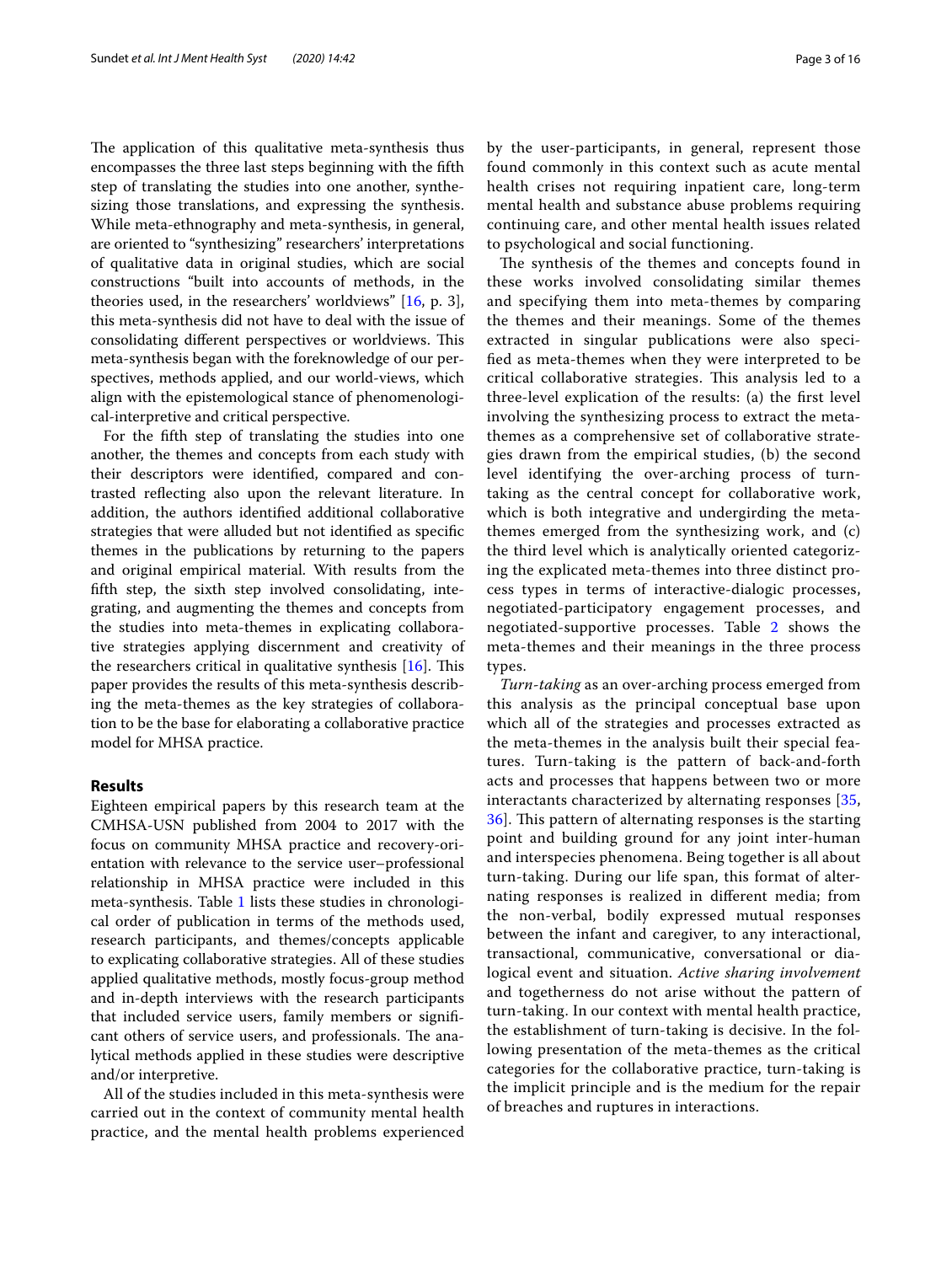The application of this qualitative meta-synthesis thus encompasses the three last steps beginning with the fifth step of translating the studies into one another, synthesizing those translations, and expressing the synthesis. While meta-ethnography and meta-synthesis, in general, are oriented to "synthesizing" researchers' interpretations of qualitative data in original studies, which are social constructions "built into accounts of methods, in the theories used, in the researchers' worldviews" [16, p. 3], this meta-synthesis did not have to deal with the issue of consolidating different perspectives or worldviews. This meta-synthesis began with the foreknowledge of our perspectives, methods applied, and our world-views, which align with the epistemological stance of phenomenological-interpretive and critical perspective.

For the fifth step of translating the studies into one another, the themes and concepts from each study with their descriptors were identified, compared and contrasted reflecting also upon the relevant literature. In addition, the authors identified additional collaborative strategies that were alluded but not identified as specific themes in the publications by returning to the papers and original empirical material. With results from the fifth step, the sixth step involved consolidating, integrating, and augmenting the themes and concepts from the studies into meta-themes in explicating collaborative strategies applying discernment and creativity of the researchers critical in qualitative synthesis [16]. This paper provides the results of this meta-synthesis describing the meta-themes as the key strategies of collaboration to be the base for elaborating a collaborative practice model for MHSA practice.

## Results

Eighteen empirical papers by this research team at the CMHSA-USN published from 2004 to 2017 with the focus on community MHSA practice and recovery-orientation with relevance to the service user–professional relationship in MHSA practice were included in this meta-synthesis. Table 1 lists these studies in chronological order of publication in terms of the methods used, research participants, and themes/concepts applicable to explicating collaborative strategies. All of these studies applied qualitative methods, mostly focus-group method and in-depth interviews with the research participants that included service users, family members or significant others of service users, and professionals. The analytical methods applied in these studies were descriptive and/or interpretive.

All of the studies included in this meta-synthesis were carried out in the context of community mental health practice, and the mental health problems experienced by the user-participants, in general, represent those found commonly in this context such as acute mental health crises not requiring inpatient care, long-term mental health and substance abuse problems requiring continuing care, and other mental health issues related to psychological and social functioning.

The synthesis of the themes and concepts found in these works involved consolidating similar themes and specifying them into meta-themes by comparing the themes and their meanings. Some of the themes extracted in singular publications were also specified as meta-themes when they were interpreted to be critical collaborative strategies. This analysis led to a three-level explication of the results: (a) the first level involving the synthesizing process to extract the meta-themes as a comprehensive set of collaborative strategies drawn from the empirical studies, (b) the second level identifying the over-arching process of turn-taking as the central concept for collaborative work, which is both integrative and undergirding the meta-themes emerged from the synthesizing work, and (c) the third level which is analytically oriented categorizing the explicated meta-themes into three distinct process types in terms of interactive-dialogic processes, negotiated-participatory engagement processes, and negotiated-supportive processes. Table 2 shows the meta-themes and their meanings in the three process types.

*Turn-taking* as an over-arching process emerged from this analysis as the principal conceptual base upon which all of the strategies and processes extracted as the meta-themes in the analysis built their special features. Turn-taking is the pattern of back-and-forth acts and processes that happens between two or more interactants characterized by alternating responses [35, 36]. This pattern of alternating responses is the starting point and building ground for any joint inter-human and interspecies phenomena. Being together is all about turn-taking. During our life span, this format of alternating responses is realized in different media; from the non-verbal, bodily expressed mutual responses between the infant and caregiver, to any interactional, transactional, communicative, conversational or dialogical event and situation. *Active sharing involvement* and togetherness do not arise without the pattern of turn-taking. In our context with mental health practice, the establishment of turn-taking is decisive. In the following presentation of the meta-themes as the critical categories for the collaborative practice, turn-taking is the implicit principle and is the medium for the repair of breaches and ruptures in interactions.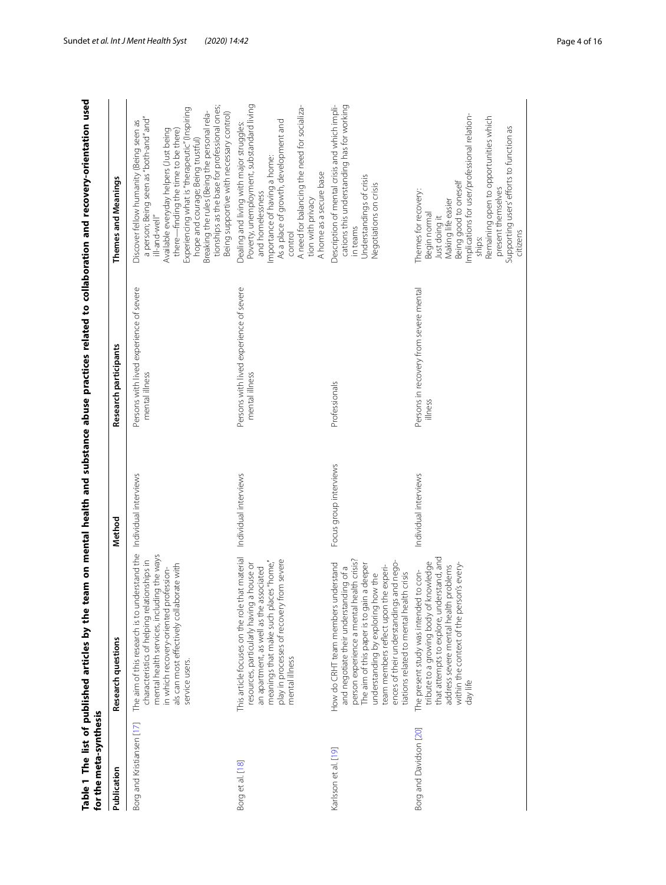**Table 1 The list of published articles by the team on mental health and substance abuse practices related to collaboration and recovery-orientation used for the meta-synthesis**

| Publication | Research questions | Method | Research participants | Themes and Meanings |
|---|---|---|---|---|
| Borg and Kristiansen [17] | The aim of this research is to understand the characteristics of helping relationships in mental health services, including the ways in which recovery-oriented professionals can most effectively collaborate with service users. | Individual interviews | Persons with lived experience of severe mental illness | Discover fellow humanity (Being seen as a person; Being seen as "both-and" and" ill-and-well"<br>Available everyday helpers (Just being there—finding the time to be there)<br>Experiencing what is "therapeutic" (Inspiring hope and courage; Being trustful)<br>Breaking the rules (Being the personal relationships as the base for professional ones; Being supportive with necessary control) |
| Borg et al. [18] | This article focuses on the role that material resources, particularly having a house or an apartment, as well as the associated meanings that make such places "home," play in processes of recovery from severe mental illness | Individual interviews | Persons with lived experience of severe mental illness | Dealing and living with major struggles: Poverty, unemployment, substandard living and homelessness<br>Importance of having a home:<br>As a place of growth, development and control<br>A need for balancing the need for socialization with privacy<br>A home as a secure base |
| Karlsson et al. [19] | How do CRHT team members understand and negotiate their understanding of a person experience a mental health crisis? The aim of this paper is to gain a deeper understanding by exploring how the team members reflect upon the experiences of their understandings and negotiations related to mental health crisis | Focus group interviews | Professionals | Description of mental crisis and which implications this understanding has for working in teams<br>Understandings of crisis<br>Negotiations on crisis |
| Borg and Davidson [20] | The present study was intended to contribute to a growing body of knowledge that attempts to explore, understand, and address severe mental health problems within the context of the person's everyday life | Individual interviews | Persons in recovery from severe mental illness | Themes for recovery:<br>Begin normal<br>Just doing it<br>Making life easier<br>Being good to oneself<br>Implications for user/professional relationships:<br>Remaining open to opportunities which present themselves<br>Supporting users' efforts to function as citizens |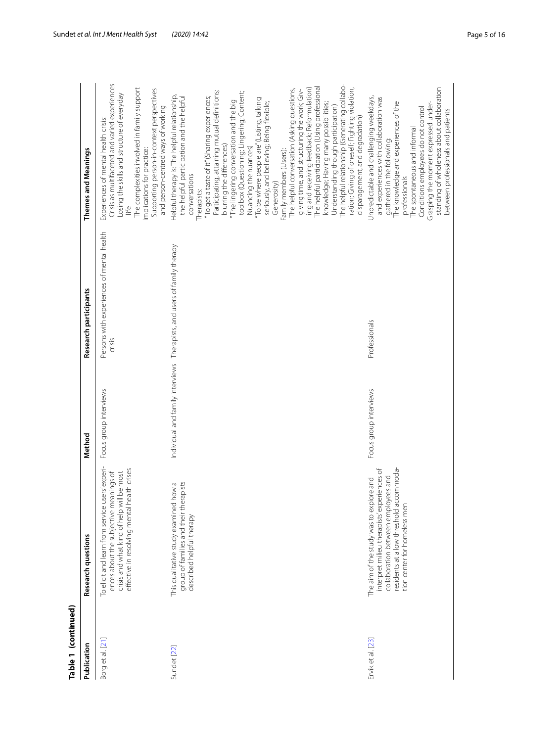**Table 1 (continued)**

| Publication | Research questions | Method | Research participants | Themes and Meanings |
|---|---|---|---|---|
| Borg et al. [21] | To elicit and learn from service users' experiences about the subjective meanings of crisis and what kind of help will be most effective in resolving mental health crises | Focus group interviews | Persons with experiences of mental health crisis | Experiences of mental health crisis:<br>Crisis as multifaceted and varied experiences<br>Losing the skills and structure of everyday life<br>The complexities involved in family support<br>Implications for practice:<br>Supporting person-in-context perspectives and person-centred ways of working |
| Sundet [22] | This qualitative study examined how a group of families and their therapists described helpful therapy | Individual and family interviews | Therapists, and users of family therapy | Helpful therapy is: The helpful relationship, the helpful participation and the helpful conversations<br>Therapists:<br>"To get a taste of it" (Sharing experiences; Participating, attaining mutual definitions; blurring the differences)<br>"The lingering conversation and the big toolbox (Questioning; Lingering; Content; Nuancing the nuances)<br>"To be where people are" (Listing, taking seriously, and believing; Being flexible; Generosity)<br>Family members (Users):<br>The helpful conversation (Asking questions, giving time, and structuring the work; Giving and receiving feedback; Reformulation)<br>The helpful participation (Using professional knowledge; Having many possibilities; Understanding though participation)<br>The helpful relationship (Generating collaboration; Giving of oneself; Fighting violation, disparagement, and degradation) |
| Ervik et al. [23] | The aim of the study was to explore and interpret milieu therapists' experiences of collaboration between employees and residents at a low threshold accommodation center for homeless men | Focus group interviews | Professionals | Unpredictable and challenging weekdays, and experiences with collaboration was gathered in the following:<br>The knowledge and experiences of the professionals<br>The spontaneous and informal<br>Conditions employees do not control<br>Grasping the moment expressed understanding of wholeness about collaboration between professionals and patients |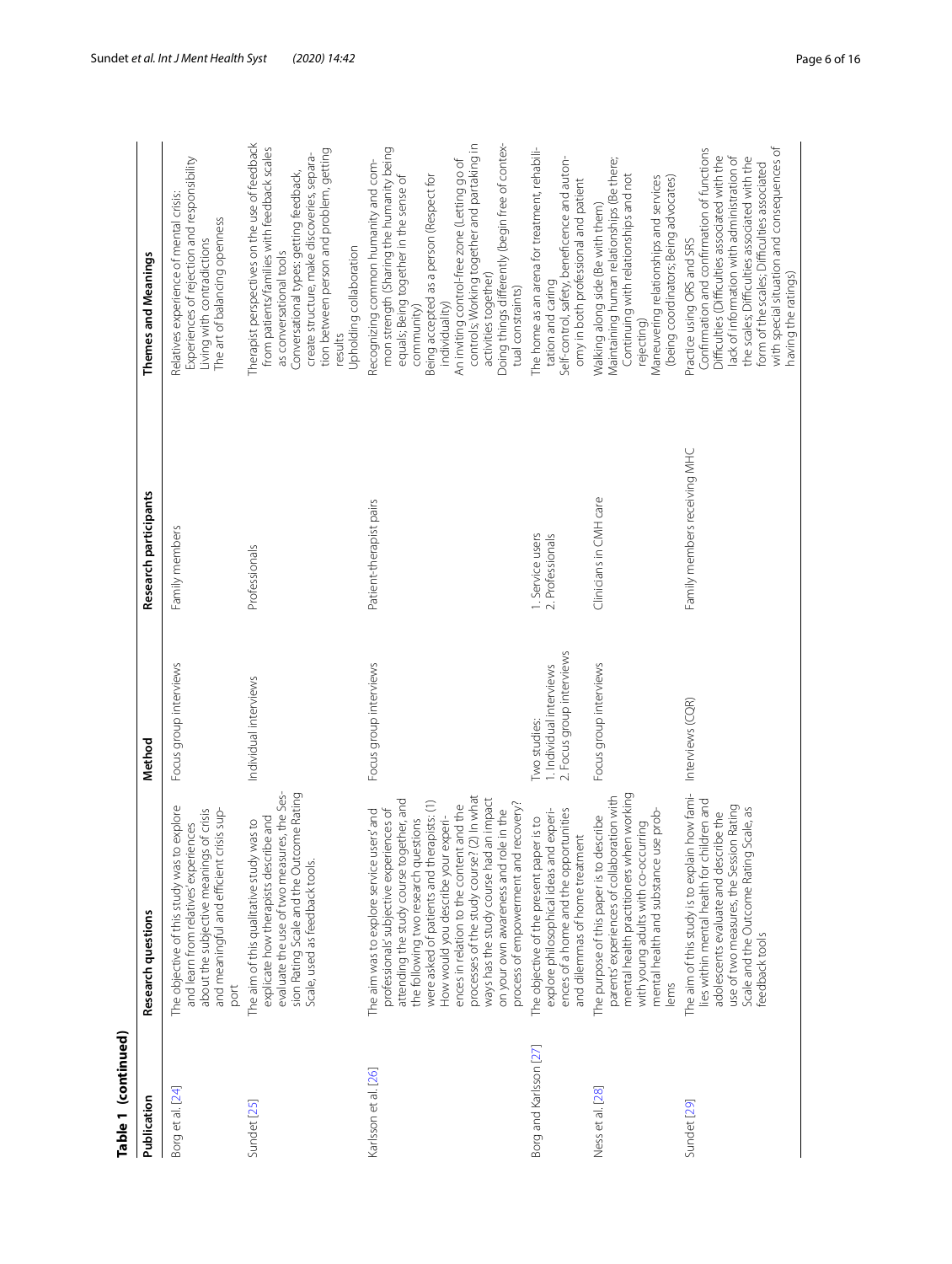**Table 1 (continued)**

| Publication | Research questions | Method | Research participants | Themes and Meanings |
|---|---|---|---|---|
| Borg et al. [24] | The objective of this study was to explore and learn from relatives' experiences about the subjective meanings of crisis and meaningful and efficient crisis support | Focus group interviews | Family members | Relatives experience of mental crisis:<br>Experiences of rejection and responsibility<br>Living with contradictions<br>The art of balancing openness |
| Sundet [25] | The aim of this qualitative study was to explicate how therapists describe and evaluate the use of two measures, the Session Rating Scale and the Outcome Rating Scale, used as feedback tools. | Individual interviews | Professionals | Therapist perspectives on the use of feedback from patients/families with feedback scales as conversational tools<br>Conversational types: getting feedback, create structure, make discoveries, separation between person and problem, getting results<br>Upholding collaboration |
| Karlsson et al. [26] | The aim was to explore service users' and professionals' subjective experiences of attending the study course together, and the following two research questions were asked of patients and therapists: (1) How would you describe your experiences in relation to the content and the processes of the study course? (2) In what ways has the study course had an impact on your own awareness and role in the process of empowerment and recovery? | Focus group interviews | Patient-therapist pairs | Recognizing common humanity and common strength (Sharing the humanity being equals; Being together in the sense of community)<br>Being accepted as a person (Respect for individuality)<br>An inviting control-free zone (Letting go of controls; Working together and partaking in activities together)<br>Doing things differently (begin free of contextual constraints) |
| Borg and Karlsson [27] | The objective of the present paper is to explore philosophical ideas and experiences of a home and the opportunities and dilemmas of home treatment | Two studies:<br>1. Individual interviews<br>2. Focus group interviews | 1. Service users<br>2. Professionals | The home as an arena for treatment, rehabilitation and caring<br>Self-control, safety, beneficence and autonomy in both professional and patient |
| Ness et al. [28] | The purpose of this paper is to describe parents' experiences of collaboration with mental health practitioners when working with young adults with co-occurring mental health and substance use problems | Focus group interviews | Clinicians in CMH care | Walking along side (Be with them)<br>Maintaining human relationships (Be there; Continuing with relationships and not rejecting)<br>Maneuvering relationships and services (being coordinators; Being advocates) |
| Sundet [29] | The aim of this study is to explain how families within mental health for children and adolescents evaluate and describe the use of two measures, the Session Rating Scale and the Outcome Rating Scale, as feedback tools | Interviews (CQR) | Family members receiving MHC | Practice using ORS and SRS<br>Confirmation and confirmation of functions<br>Difficulties (Difficulties associated with the lack of information with administration of the scales; Difficulties associated with the form of the scales; Difficulties associated with special situation and consequences of having the ratings) |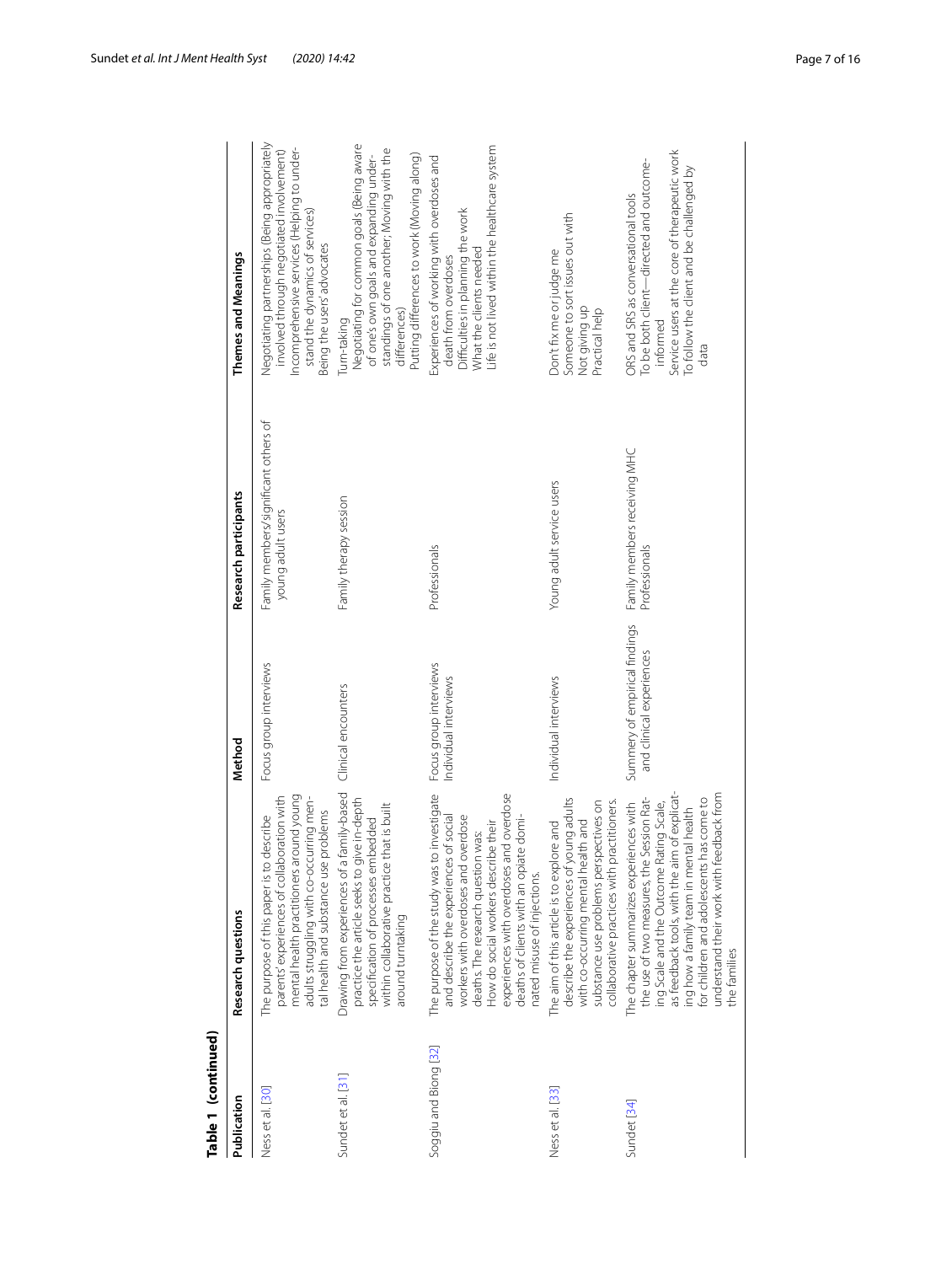**Table 1 (continued)**

| Publication | Research questions | Method | Research participants | Themes and Meanings |
|---|---|---|---|---|
| Ness et al. [30] | The purpose of this paper is to describe parents' experiences of collaboration with mental health practitioners around young adults struggling with co-occurring mental health and substance use problems | Focus group interviews | Family members/significant others of young adult users | Negotiating partnerships (Being appropriately involved through negotiated involvement)<br>Incomprehensive services (Helping to understand the dynamics of services)<br>Being the users' advocates |
| Sundet et al. [31] | Drawing from experiences of a family-based practice the article seeks to give in-depth specification of processes embedded within collaborative practice that is built around turntaking | Clinical encounters | Family therapy session | Turn-taking<br>Negotiating for common goals (Being aware of one's own goals and expanding understandings of one another; Moving with the differences)<br>Putting differences to work (Moving along) |
| Soggiu and Biong [32] | The purpose of the study was to investigate and describe the experiences of social workers with overdoses and overdose deaths. The research question was: How do social workers describe their experiences with overdoses and overdose deaths of clients with an opiate dominated misuse of injections. | Focus group interviews<br>Individual interviews | Professionals | Experiences of working with overdoses and death from overdoses<br>Difficulties in planning the work<br>What the clients needed<br>Life is not lived within the healthcare system |
| Ness et al. [33] | The aim of this article is to explore and describe the experiences of young adults with co-occurring mental health and substance use problems perspectives on collaborative practices with practitioners. | Individual interviews | Young adult service users | Don't fix me or judge me<br>Someone to sort issues out with<br>Not giving up<br>Practical help |
| Sundet [34] | The chapter summarizes experiences with the use of two measures, the Session Rating Scale and the Outcome Rating Scale, as feedback tools, with the aim of explicating how a family team in mental health for children and adolescents has come to understand their work with feedback from the families | Summery of empirical findings and clinical experiences | Family members receiving MHC<br>Professionals | ORS and SRS as conversational tools<br>To be both client—directed and outcome-informed<br>Service users at the core of therapeutic work<br>To follow the client and be challenged by data |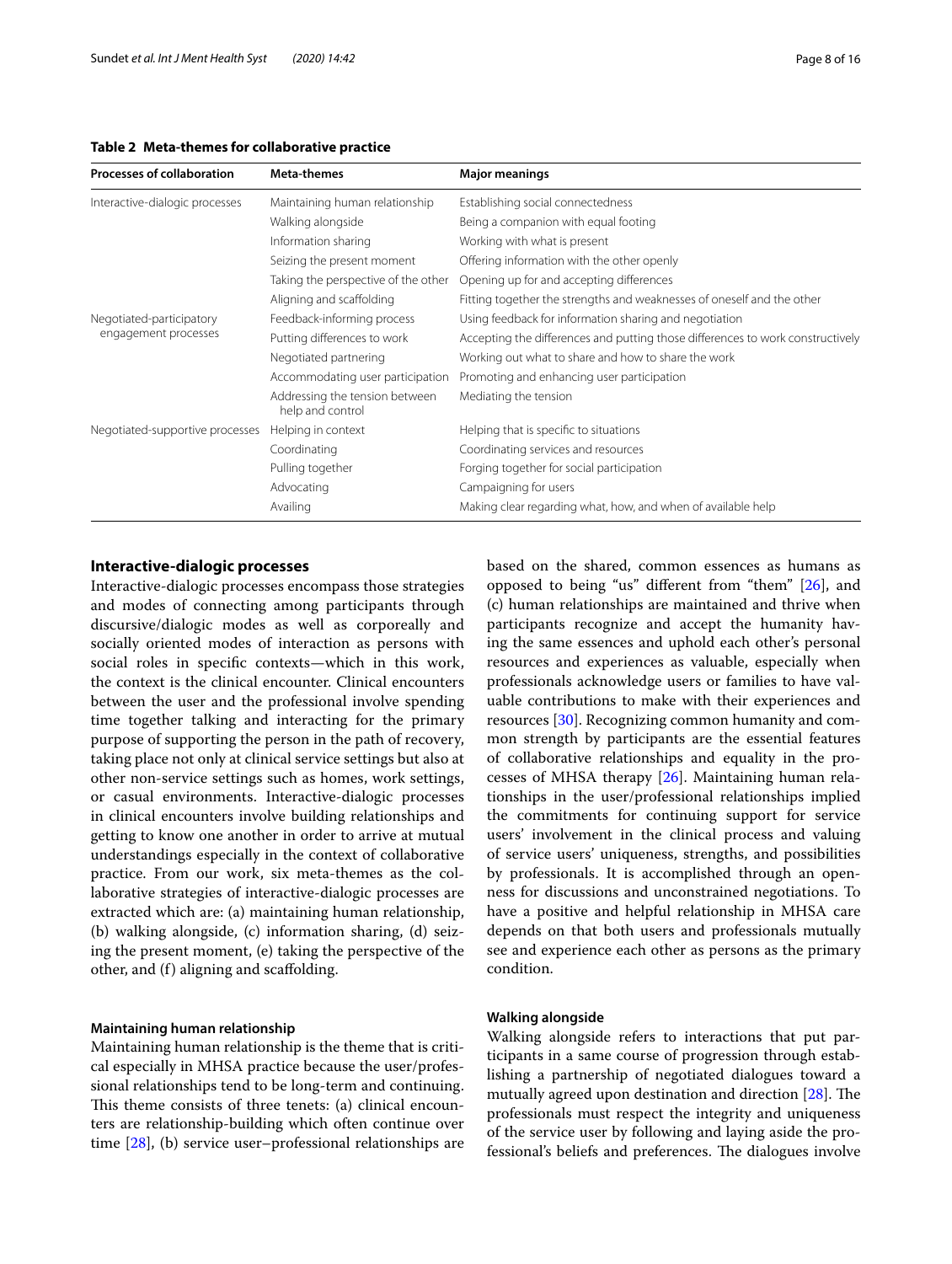**Table 2 Meta-themes for collaborative practice**

| Processes of collaboration | Meta-themes | Major meanings |
| --- | --- | --- |
| Interactive-dialogic processes | Maintaining human relationship | Establishing social connectedness |
| | Walking alongside | Being a companion with equal footing |
| | Information sharing | Working with what is present |
| | Seizing the present moment | Offering information with the other openly |
| | Taking the perspective of the other | Opening up for and accepting differences |
| | Aligning and scaffolding | Fitting together the strengths and weaknesses of oneself and the other |
| Negotiated-participatory engagement processes | Feedback-informing process | Using feedback for information sharing and negotiation |
| | Putting differences to work | Accepting the differences and putting those differences to work constructively |
| | Negotiated partnering | Working out what to share and how to share the work |
| | Accommodating user participation | Promoting and enhancing user participation |
| | Addressing the tension between help and control | Mediating the tension |
| Negotiated-supportive processes | Helping in context | Helping that is specific to situations |
| | Coordinating | Coordinating services and resources |
| | Pulling together | Forging together for social participation |
| | Advocating | Campaigning for users |
| | Availing | Making clear regarding what, how, and when of available help |

## Interactive-dialogic processes

Interactive-dialogic processes encompass those strategies and modes of connecting among participants through discursive/dialogic modes as well as corporeally and socially oriented modes of interaction as persons with social roles in specific contexts—which in this work, the context is the clinical encounter. Clinical encounters between the user and the professional involve spending time together talking and interacting for the primary purpose of supporting the person in the path of recovery, taking place not only at clinical service settings but also at other non-service settings such as homes, work settings, or casual environments. Interactive-dialogic processes in clinical encounters involve building relationships and getting to know one another in order to arrive at mutual understandings especially in the context of collaborative practice. From our work, six meta-themes as the collaborative strategies of interactive-dialogic processes are extracted which are: (a) maintaining human relationship, (b) walking alongside, (c) information sharing, (d) seizing the present moment, (e) taking the perspective of the other, and (f) aligning and scaffolding.

### Maintaining human relationship

Maintaining human relationship is the theme that is critical especially in MHSA practice because the user/professional relationships tend to be long-term and continuing. This theme consists of three tenets: (a) clinical encounters are relationship-building which often continue over time [28], (b) service user–professional relationships are based on the shared, common essences as humans as opposed to being "us" different from "them" [26], and (c) human relationships are maintained and thrive when participants recognize and accept the humanity having the same essences and uphold each other's personal resources and experiences as valuable, especially when professionals acknowledge users or families to have valuable contributions to make with their experiences and resources [30]. Recognizing common humanity and common strength by participants are the essential features of collaborative relationships and equality in the processes of MHSA therapy [26]. Maintaining human relationships in the user/professional relationships implied the commitments for continuing support for service users' involvement in the clinical process and valuing of service users' uniqueness, strengths, and possibilities by professionals. It is accomplished through an openness for discussions and unconstrained negotiations. To have a positive and helpful relationship in MHSA care depends on that both users and professionals mutually see and experience each other as persons as the primary condition.

### Walking alongside

Walking alongside refers to interactions that put participants in a same course of progression through establishing a partnership of negotiated dialogues toward a mutually agreed upon destination and direction [28]. The professionals must respect the integrity and uniqueness of the service user by following and laying aside the professional's beliefs and preferences. The dialogues involve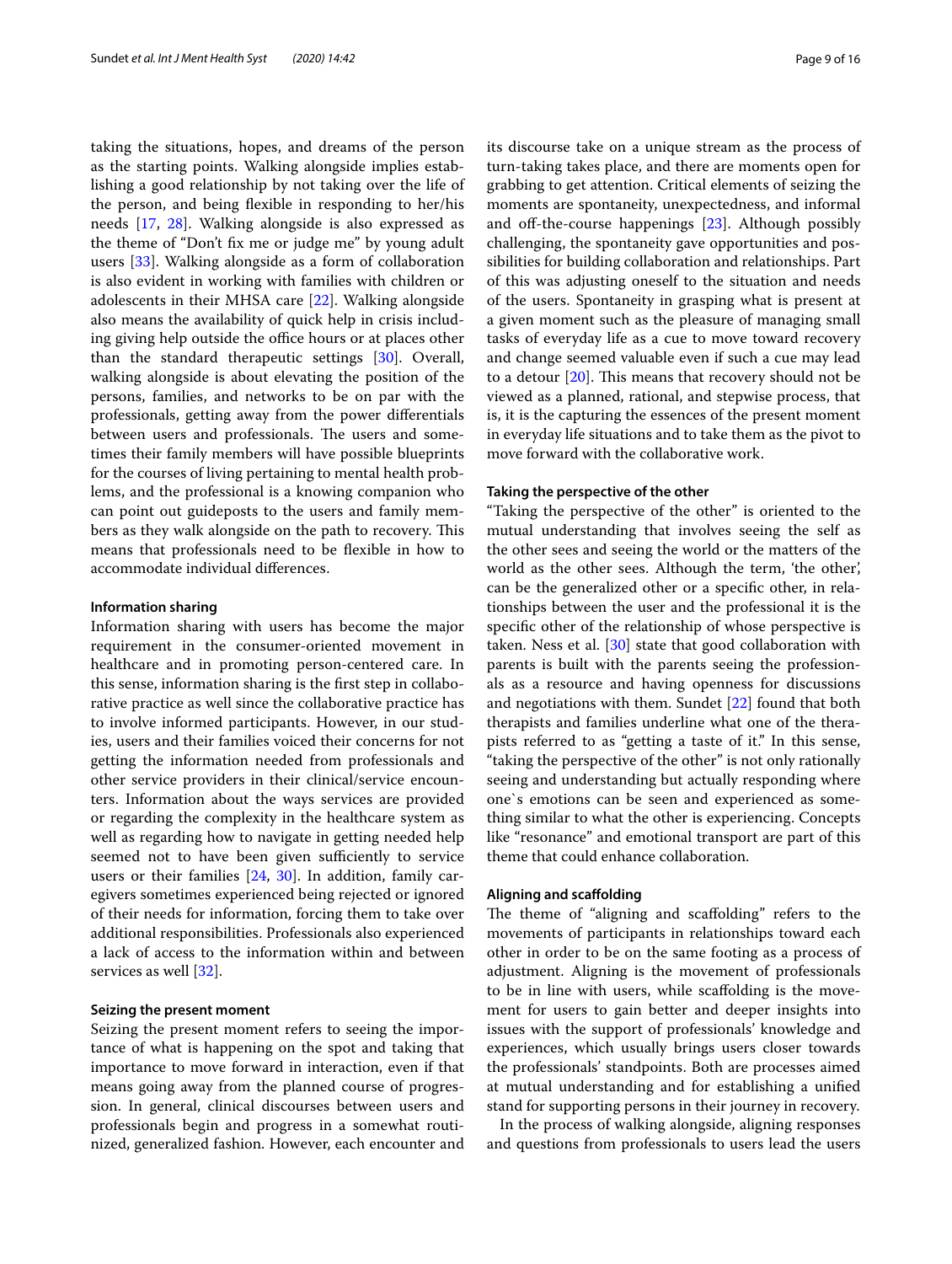taking the situations, hopes, and dreams of the person as the starting points. Walking alongside implies establishing a good relationship by not taking over the life of the person, and being flexible in responding to her/his needs [17, 28]. Walking alongside is also expressed as the theme of "Don't fix me or judge me" by young adult users [33]. Walking alongside as a form of collaboration is also evident in working with families with children or adolescents in their MHSA care [22]. Walking alongside also means the availability of quick help in crisis including giving help outside the office hours or at places other than the standard therapeutic settings [30]. Overall, walking alongside is about elevating the position of the persons, families, and networks to be on par with the professionals, getting away from the power differentials between users and professionals. The users and sometimes their family members will have possible blueprints for the courses of living pertaining to mental health problems, and the professional is a knowing companion who can point out guideposts to the users and family members as they walk alongside on the path to recovery. This means that professionals need to be flexible in how to accommodate individual differences.

#### Information sharing

Information sharing with users has become the major requirement in the consumer-oriented movement in healthcare and in promoting person-centered care. In this sense, information sharing is the first step in collaborative practice as well since the collaborative practice has to involve informed participants. However, in our studies, users and their families voiced their concerns for not getting the information needed from professionals and other service providers in their clinical/service encounters. Information about the ways services are provided or regarding the complexity in the healthcare system as well as regarding how to navigate in getting needed help seemed not to have been given sufficiently to service users or their families [24, 30]. In addition, family caregivers sometimes experienced being rejected or ignored of their needs for information, forcing them to take over additional responsibilities. Professionals also experienced a lack of access to the information within and between services as well [32].

#### Seizing the present moment

Seizing the present moment refers to seeing the importance of what is happening on the spot and taking that importance to move forward in interaction, even if that means going away from the planned course of progression. In general, clinical discourses between users and professionals begin and progress in a somewhat routinized, generalized fashion. However, each encounter and its discourse take on a unique stream as the process of turn-taking takes place, and there are moments open for grabbing to get attention. Critical elements of seizing the moments are spontaneity, unexpectedness, and informal and off-the-course happenings [23]. Although possibly challenging, the spontaneity gave opportunities and possibilities for building collaboration and relationships. Part of this was adjusting oneself to the situation and needs of the users. Spontaneity in grasping what is present at a given moment such as the pleasure of managing small tasks of everyday life as a cue to move toward recovery and change seemed valuable even if such a cue may lead to a detour [20]. This means that recovery should not be viewed as a planned, rational, and stepwise process, that is, it is the capturing the essences of the present moment in everyday life situations and to take them as the pivot to move forward with the collaborative work.

#### Taking the perspective of the other

"Taking the perspective of the other" is oriented to the mutual understanding that involves seeing the self as the other sees and seeing the world or the matters of the world as the other sees. Although the term, 'the other', can be the generalized other or a specific other, in relationships between the user and the professional it is the specific other of the relationship of whose perspective is taken. Ness et al. [30] state that good collaboration with parents is built with the parents seeing the professionals as a resource and having openness for discussions and negotiations with them. Sundet [22] found that both therapists and families underline what one of the therapists referred to as "getting a taste of it." In this sense, "taking the perspective of the other" is not only rationally seeing and understanding but actually responding where one`s emotions can be seen and experienced as something similar to what the other is experiencing. Concepts like "resonance" and emotional transport are part of this theme that could enhance collaboration.

#### Aligning and scaffolding

The theme of "aligning and scaffolding" refers to the movements of participants in relationships toward each other in order to be on the same footing as a process of adjustment. Aligning is the movement of professionals to be in line with users, while scaffolding is the movement for users to gain better and deeper insights into issues with the support of professionals' knowledge and experiences, which usually brings users closer towards the professionals' standpoints. Both are processes aimed at mutual understanding and for establishing a unified stand for supporting persons in their journey in recovery.

In the process of walking alongside, aligning responses and questions from professionals to users lead the users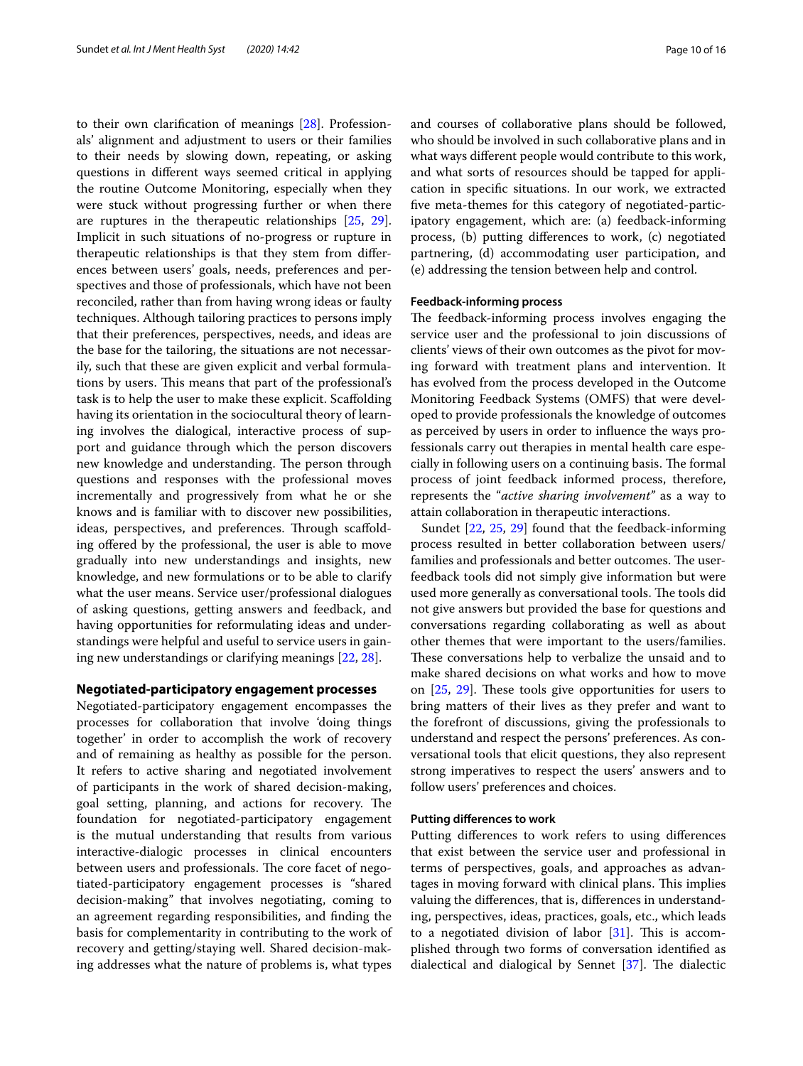to their own clarification of meanings [28]. Professionals' alignment and adjustment to users or their families to their needs by slowing down, repeating, or asking questions in different ways seemed critical in applying the routine Outcome Monitoring, especially when they were stuck without progressing further or when there are ruptures in the therapeutic relationships [25, 29]. Implicit in such situations of no-progress or rupture in therapeutic relationships is that they stem from differences between users' goals, needs, preferences and perspectives and those of professionals, which have not been reconciled, rather than from having wrong ideas or faulty techniques. Although tailoring practices to persons imply that their preferences, perspectives, needs, and ideas are the base for the tailoring, the situations are not necessarily, such that these are given explicit and verbal formulations by users. This means that part of the professional's task is to help the user to make these explicit. Scaffolding having its orientation in the sociocultural theory of learning involves the dialogical, interactive process of support and guidance through which the person discovers new knowledge and understanding. The person through questions and responses with the professional moves incrementally and progressively from what he or she knows and is familiar with to discover new possibilities, ideas, perspectives, and preferences. Through scaffolding offered by the professional, the user is able to move gradually into new understandings and insights, new knowledge, and new formulations or to be able to clarify what the user means. Service user/professional dialogues of asking questions, getting answers and feedback, and having opportunities for reformulating ideas and understandings were helpful and useful to service users in gaining new understandings or clarifying meanings [22, 28].

## Negotiated-participatory engagement processes

Negotiated-participatory engagement encompasses the processes for collaboration that involve 'doing things together' in order to accomplish the work of recovery and of remaining as healthy as possible for the person. It refers to active sharing and negotiated involvement of participants in the work of shared decision-making, goal setting, planning, and actions for recovery. The foundation for negotiated-participatory engagement is the mutual understanding that results from various interactive-dialogic processes in clinical encounters between users and professionals. The core facet of negotiated-participatory engagement processes is "shared decision-making" that involves negotiating, coming to an agreement regarding responsibilities, and finding the basis for complementarity in contributing to the work of recovery and getting/staying well. Shared decision-making addresses what the nature of problems is, what types and courses of collaborative plans should be followed, who should be involved in such collaborative plans and in what ways different people would contribute to this work, and what sorts of resources should be tapped for application in specific situations. In our work, we extracted five meta-themes for this category of negotiated-participatory engagement, which are: (a) feedback-informing process, (b) putting differences to work, (c) negotiated partnering, (d) accommodating user participation, and (e) addressing the tension between help and control.

### Feedback-informing process

The feedback-informing process involves engaging the service user and the professional to join discussions of clients' views of their own outcomes as the pivot for moving forward with treatment plans and intervention. It has evolved from the process developed in the Outcome Monitoring Feedback Systems (OMFS) that were developed to provide professionals the knowledge of outcomes as perceived by users in order to influence the ways professionals carry out therapies in mental health care especially in following users on a continuing basis. The formal process of joint feedback informed process, therefore, represents the *"active sharing involvement"* as a way to attain collaboration in therapeutic interactions.

Sundet [22, 25, 29] found that the feedback-informing process resulted in better collaboration between users/families and professionals and better outcomes. The user-feedback tools did not simply give information but were used more generally as conversational tools. The tools did not give answers but provided the base for questions and conversations regarding collaborating as well as about other themes that were important to the users/families. These conversations help to verbalize the unsaid and to make shared decisions on what works and how to move on [25, 29]. These tools give opportunities for users to bring matters of their lives as they prefer and want to the forefront of discussions, giving the professionals to understand and respect the persons' preferences. As conversational tools that elicit questions, they also represent strong imperatives to respect the users' answers and to follow users' preferences and choices.

### Putting differences to work

Putting differences to work refers to using differences that exist between the service user and professional in terms of perspectives, goals, and approaches as advantages in moving forward with clinical plans. This implies valuing the differences, that is, differences in understanding, perspectives, ideas, practices, goals, etc., which leads to a negotiated division of labor [31]. This is accomplished through two forms of conversation identified as dialectical and dialogical by Sennet [37]. The dialectic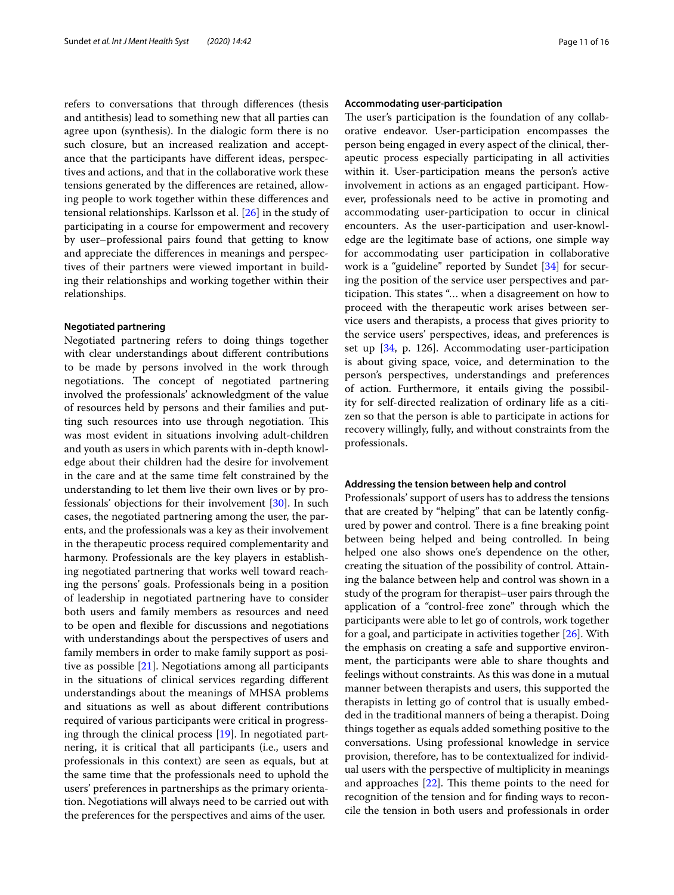refers to conversations that through differences (thesis and antithesis) lead to something new that all parties can agree upon (synthesis). In the dialogic form there is no such closure, but an increased realization and acceptance that the participants have different ideas, perspectives and actions, and that in the collaborative work these tensions generated by the differences are retained, allowing people to work together within these differences and tensional relationships. Karlsson et al. [26] in the study of participating in a course for empowerment and recovery by user–professional pairs found that getting to know and appreciate the differences in meanings and perspectives of their partners were viewed important in building their relationships and working together within their relationships.

#### Negotiated partnering

Negotiated partnering refers to doing things together with clear understandings about different contributions to be made by persons involved in the work through negotiations. The concept of negotiated partnering involved the professionals' acknowledgment of the value of resources held by persons and their families and putting such resources into use through negotiation. This was most evident in situations involving adult-children and youth as users in which parents with in-depth knowledge about their children had the desire for involvement in the care and at the same time felt constrained by the understanding to let them live their own lives or by professionals' objections for their involvement [30]. In such cases, the negotiated partnering among the user, the parents, and the professionals was a key as their involvement in the therapeutic process required complementarity and harmony. Professionals are the key players in establishing negotiated partnering that works well toward reaching the persons' goals. Professionals being in a position of leadership in negotiated partnering have to consider both users and family members as resources and need to be open and flexible for discussions and negotiations with understandings about the perspectives of users and family members in order to make family support as positive as possible [21]. Negotiations among all participants in the situations of clinical services regarding different understandings about the meanings of MHSA problems and situations as well as about different contributions required of various participants were critical in progressing through the clinical process [19]. In negotiated partnering, it is critical that all participants (i.e., users and professionals in this context) are seen as equals, but at the same time that the professionals need to uphold the users' preferences in partnerships as the primary orientation. Negotiations will always need to be carried out with the preferences for the perspectives and aims of the user.

#### Accommodating user-participation

The user's participation is the foundation of any collaborative endeavor. User-participation encompasses the person being engaged in every aspect of the clinical, therapeutic process especially participating in all activities within it. User-participation means the person's active involvement in actions as an engaged participant. However, professionals need to be active in promoting and accommodating user-participation to occur in clinical encounters. As the user-participation and user-knowledge are the legitimate base of actions, one simple way for accommodating user participation in collaborative work is a "guideline" reported by Sundet [34] for securing the position of the service user perspectives and participation. This states "… when a disagreement on how to proceed with the therapeutic work arises between service users and therapists, a process that gives priority to the service users' perspectives, ideas, and preferences is set up [34, p. 126]. Accommodating user-participation is about giving space, voice, and determination to the person's perspectives, understandings and preferences of action. Furthermore, it entails giving the possibility for self-directed realization of ordinary life as a citizen so that the person is able to participate in actions for recovery willingly, fully, and without constraints from the professionals.

#### Addressing the tension between help and control

Professionals' support of users has to address the tensions that are created by "helping" that can be latently configured by power and control. There is a fine breaking point between being helped and being controlled. In being helped one also shows one's dependence on the other, creating the situation of the possibility of control. Attaining the balance between help and control was shown in a study of the program for therapist–user pairs through the application of a "control-free zone" through which the participants were able to let go of controls, work together for a goal, and participate in activities together [26]. With the emphasis on creating a safe and supportive environment, the participants were able to share thoughts and feelings without constraints. As this was done in a mutual manner between therapists and users, this supported the therapists in letting go of control that is usually embedded in the traditional manners of being a therapist. Doing things together as equals added something positive to the conversations. Using professional knowledge in service provision, therefore, has to be contextualized for individual users with the perspective of multiplicity in meanings and approaches [22]. This theme points to the need for recognition of the tension and for finding ways to reconcile the tension in both users and professionals in order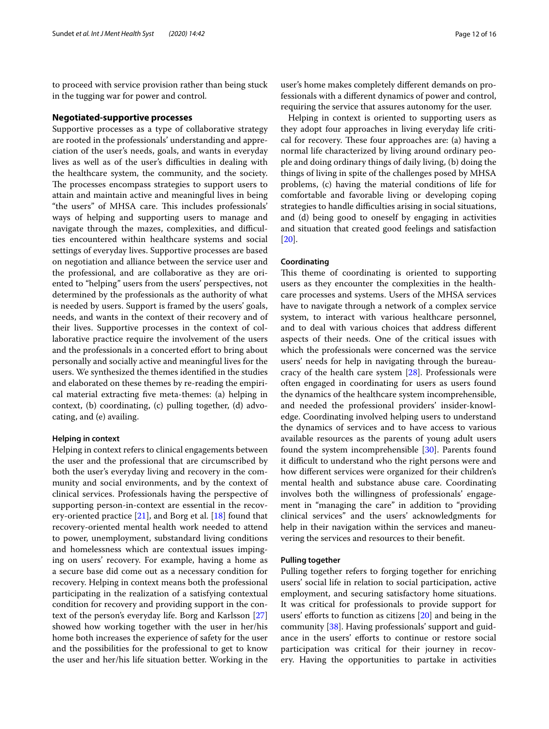to proceed with service provision rather than being stuck in the tugging war for power and control.

## Negotiated-supportive processes

Supportive processes as a type of collaborative strategy are rooted in the professionals' understanding and appreciation of the user's needs, goals, and wants in everyday lives as well as of the user's difficulties in dealing with the healthcare system, the community, and the society. The processes encompass strategies to support users to attain and maintain active and meaningful lives in being "the users" of MHSA care. This includes professionals' ways of helping and supporting users to manage and navigate through the mazes, complexities, and difficulties encountered within healthcare systems and social settings of everyday lives. Supportive processes are based on negotiation and alliance between the service user and the professional, and are collaborative as they are oriented to "helping" users from the users' perspectives, not determined by the professionals as the authority of what is needed by users. Support is framed by the users' goals, needs, and wants in the context of their recovery and of their lives. Supportive processes in the context of collaborative practice require the involvement of the users and the professionals in a concerted effort to bring about personally and socially active and meaningful lives for the users. We synthesized the themes identified in the studies and elaborated on these themes by re-reading the empirical material extracting five meta-themes: (a) helping in context, (b) coordinating, (c) pulling together, (d) advocating, and (e) availing.

### Helping in context

Helping in context refers to clinical engagements between the user and the professional that are circumscribed by both the user's everyday living and recovery in the community and social environments, and by the context of clinical services. Professionals having the perspective of supporting person-in-context are essential in the recovery-oriented practice [21], and Borg et al. [18] found that recovery-oriented mental health work needed to attend to power, unemployment, substandard living conditions and homelessness which are contextual issues impinging on users' recovery. For example, having a home as a secure base did come out as a necessary condition for recovery. Helping in context means both the professional participating in the realization of a satisfying contextual condition for recovery and providing support in the context of the person's everyday life. Borg and Karlsson [27] showed how working together with the user in her/his home both increases the experience of safety for the user and the possibilities for the professional to get to know the user and her/his life situation better. Working in the user's home makes completely different demands on professionals with a different dynamics of power and control, requiring the service that assures autonomy for the user.

Helping in context is oriented to supporting users as they adopt four approaches in living everyday life critical for recovery. These four approaches are: (a) having a normal life characterized by living around ordinary people and doing ordinary things of daily living, (b) doing the things of living in spite of the challenges posed by MHSA problems, (c) having the material conditions of life for comfortable and favorable living or developing coping strategies to handle difficulties arising in social situations, and (d) being good to oneself by engaging in activities and situation that created good feelings and satisfaction [20].

### Coordinating

This theme of coordinating is oriented to supporting users as they encounter the complexities in the healthcare processes and systems. Users of the MHSA services have to navigate through a network of a complex service system, to interact with various healthcare personnel, and to deal with various choices that address different aspects of their needs. One of the critical issues with which the professionals were concerned was the service users' needs for help in navigating through the bureaucracy of the health care system [28]. Professionals were often engaged in coordinating for users as users found the dynamics of the healthcare system incomprehensible, and needed the professional providers' insider-knowledge. Coordinating involved helping users to understand the dynamics of services and to have access to various available resources as the parents of young adult users found the system incomprehensible [30]. Parents found it difficult to understand who the right persons were and how different services were organized for their children's mental health and substance abuse care. Coordinating involves both the willingness of professionals' engagement in "managing the care" in addition to "providing clinical services" and the users' acknowledgments for help in their navigation within the services and maneuvering the services and resources to their benefit.

### Pulling together

Pulling together refers to forging together for enriching users' social life in relation to social participation, active employment, and securing satisfactory home situations. It was critical for professionals to provide support for users' efforts to function as citizens [20] and being in the community [38]. Having professionals' support and guidance in the users' efforts to continue or restore social participation was critical for their journey in recovery. Having the opportunities to partake in activities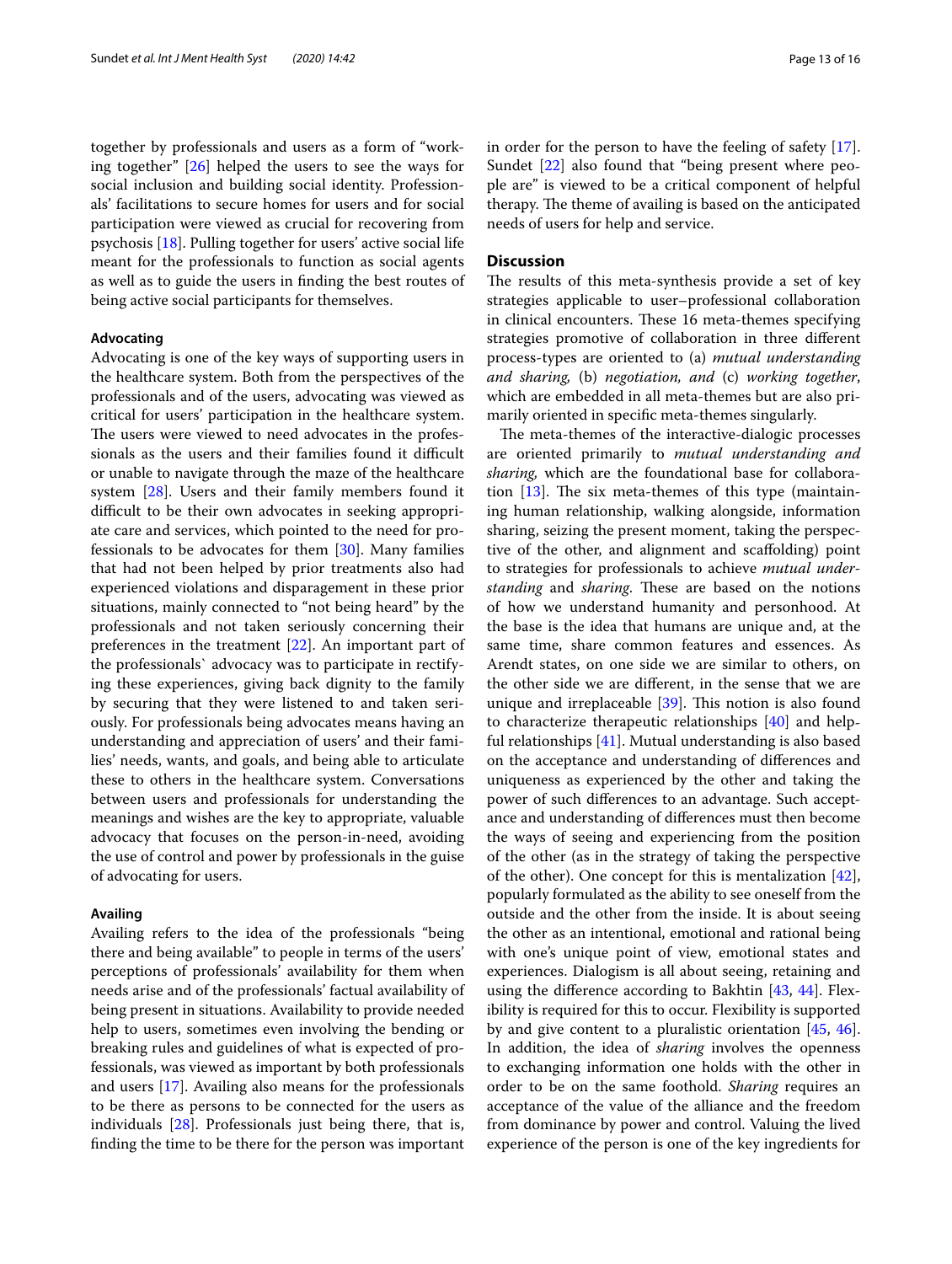together by professionals and users as a form of "working together" [26] helped the users to see the ways for social inclusion and building social identity. Professionals' facilitations to secure homes for users and for social participation were viewed as crucial for recovering from psychosis [18]. Pulling together for users' active social life meant for the professionals to function as social agents as well as to guide the users in finding the best routes of being active social participants for themselves.

#### Advocating

Advocating is one of the key ways of supporting users in the healthcare system. Both from the perspectives of the professionals and of the users, advocating was viewed as critical for users' participation in the healthcare system. The users were viewed to need advocates in the professionals as the users and their families found it difficult or unable to navigate through the maze of the healthcare system [28]. Users and their family members found it difficult to be their own advocates in seeking appropriate care and services, which pointed to the need for professionals to be advocates for them [30]. Many families that had not been helped by prior treatments also had experienced violations and disparagement in these prior situations, mainly connected to "not being heard" by the professionals and not taken seriously concerning their preferences in the treatment [22]. An important part of the professionals` advocacy was to participate in rectifying these experiences, giving back dignity to the family by securing that they were listened to and taken seriously. For professionals being advocates means having an understanding and appreciation of users' and their families' needs, wants, and goals, and being able to articulate these to others in the healthcare system. Conversations between users and professionals for understanding the meanings and wishes are the key to appropriate, valuable advocacy that focuses on the person-in-need, avoiding the use of control and power by professionals in the guise of advocating for users.

#### Availing

Availing refers to the idea of the professionals "being there and being available" to people in terms of the users' perceptions of professionals' availability for them when needs arise and of the professionals' factual availability of being present in situations. Availability to provide needed help to users, sometimes even involving the bending or breaking rules and guidelines of what is expected of professionals, was viewed as important by both professionals and users [17]. Availing also means for the professionals to be there as persons to be connected for the users as individuals [28]. Professionals just being there, that is, finding the time to be there for the person was important in order for the person to have the feeling of safety [17]. Sundet [22] also found that "being present where people are" is viewed to be a critical component of helpful therapy. The theme of availing is based on the anticipated needs of users for help and service.

## Discussion

The results of this meta-synthesis provide a set of key strategies applicable to user–professional collaboration in clinical encounters. These 16 meta-themes specifying strategies promotive of collaboration in three different process-types are oriented to (a) *mutual understanding and sharing,* (b) *negotiation, and* (c) *working together*, which are embedded in all meta-themes but are also primarily oriented in specific meta-themes singularly.

The meta-themes of the interactive-dialogic processes are oriented primarily to *mutual understanding and sharing,* which are the foundational base for collaboration [13]. The six meta-themes of this type (maintaining human relationship, walking alongside, information sharing, seizing the present moment, taking the perspective of the other, and alignment and scaffolding) point to strategies for professionals to achieve *mutual understanding* and *sharing*. These are based on the notions of how we understand humanity and personhood. At the base is the idea that humans are unique and, at the same time, share common features and essences. As Arendt states, on one side we are similar to others, on the other side we are different, in the sense that we are unique and irreplaceable [39]. This notion is also found to characterize therapeutic relationships [40] and helpful relationships [41]. Mutual understanding is also based on the acceptance and understanding of differences and uniqueness as experienced by the other and taking the power of such differences to an advantage. Such acceptance and understanding of differences must then become the ways of seeing and experiencing from the position of the other (as in the strategy of taking the perspective of the other). One concept for this is mentalization [42], popularly formulated as the ability to see oneself from the outside and the other from the inside. It is about seeing the other as an intentional, emotional and rational being with one's unique point of view, emotional states and experiences. Dialogism is all about seeing, retaining and using the difference according to Bakhtin [43, 44]. Flexibility is required for this to occur. Flexibility is supported by and give content to a pluralistic orientation [45, 46]. In addition, the idea of *sharing* involves the openness to exchanging information one holds with the other in order to be on the same foothold. *Sharing* requires an acceptance of the value of the alliance and the freedom from dominance by power and control. Valuing the lived experience of the person is one of the key ingredients for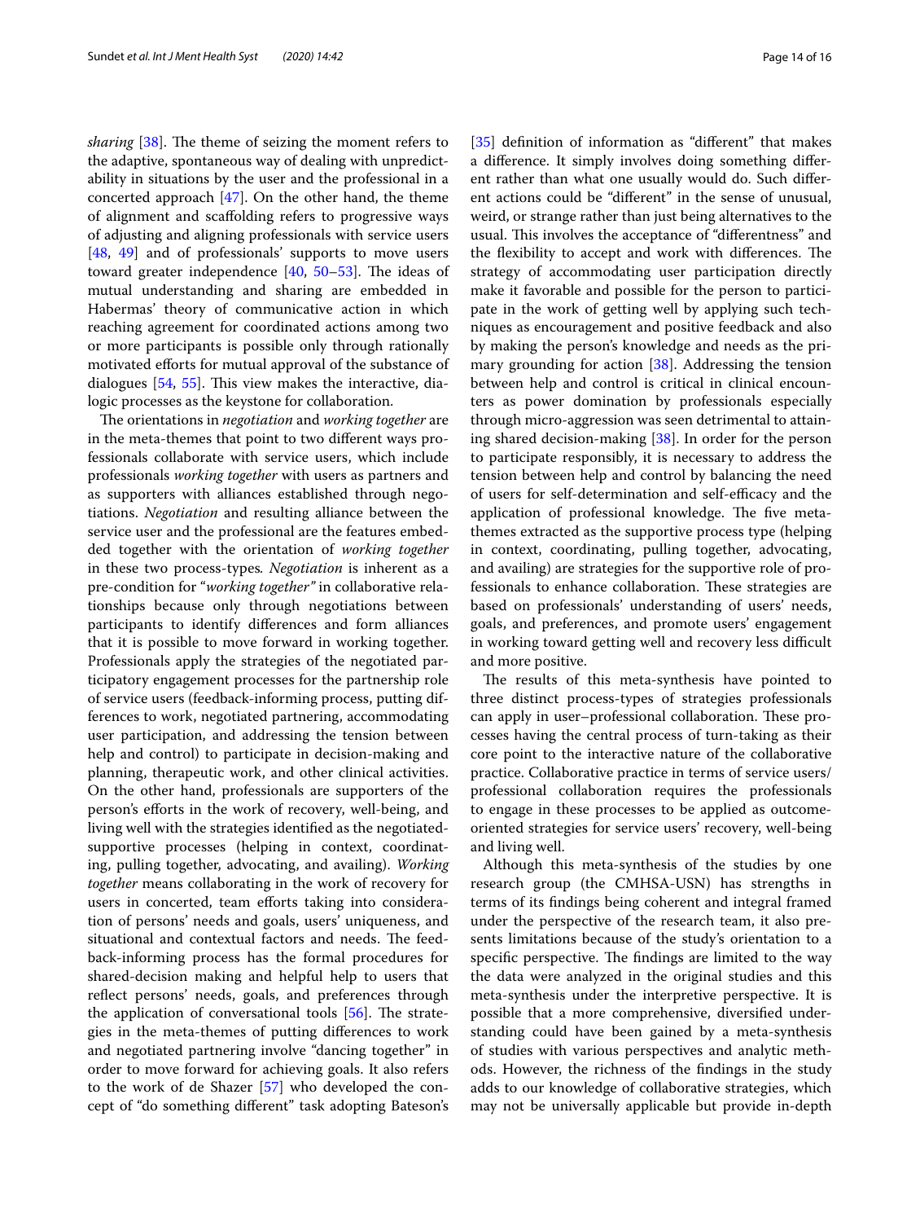*sharing* [38]. The theme of seizing the moment refers to the adaptive, spontaneous way of dealing with unpredictability in situations by the user and the professional in a concerted approach [47]. On the other hand, the theme of alignment and scaffolding refers to progressive ways of adjusting and aligning professionals with service users [48, 49] and of professionals' supports to move users toward greater independence [40, 50–53]. The ideas of mutual understanding and sharing are embedded in Habermas' theory of communicative action in which reaching agreement for coordinated actions among two or more participants is possible only through rationally motivated efforts for mutual approval of the substance of dialogues [54, 55]. This view makes the interactive, dialogic processes as the keystone for collaboration.

The orientations in *negotiation* and *working together* are in the meta-themes that point to two different ways professionals collaborate with service users, which include professionals *working together* with users as partners and as supporters with alliances established through negotiations. *Negotiation* and resulting alliance between the service user and the professional are the features embedded together with the orientation of *working together* in these two process-types*. Negotiation* is inherent as a pre-condition for "*working together"* in collaborative relationships because only through negotiations between participants to identify differences and form alliances that it is possible to move forward in working together. Professionals apply the strategies of the negotiated participatory engagement processes for the partnership role of service users (feedback-informing process, putting differences to work, negotiated partnering, accommodating user participation, and addressing the tension between help and control) to participate in decision-making and planning, therapeutic work, and other clinical activities. On the other hand, professionals are supporters of the person's efforts in the work of recovery, well-being, and living well with the strategies identified as the negotiated-supportive processes (helping in context, coordinating, pulling together, advocating, and availing). *Working together* means collaborating in the work of recovery for users in concerted, team efforts taking into consideration of persons' needs and goals, users' uniqueness, and situational and contextual factors and needs. The feedback-informing process has the formal procedures for shared-decision making and helpful help to users that reflect persons' needs, goals, and preferences through the application of conversational tools [56]. The strategies in the meta-themes of putting differences to work and negotiated partnering involve "dancing together" in order to move forward for achieving goals. It also refers to the work of de Shazer [57] who developed the concept of "do something different" task adopting Bateson's [35] definition of information as "different" that makes a difference. It simply involves doing something different rather than what one usually would do. Such different actions could be "different" in the sense of unusual, weird, or strange rather than just being alternatives to the usual. This involves the acceptance of "differentness" and the flexibility to accept and work with differences. The strategy of accommodating user participation directly make it favorable and possible for the person to participate in the work of getting well by applying such techniques as encouragement and positive feedback and also by making the person's knowledge and needs as the primary grounding for action [38]. Addressing the tension between help and control is critical in clinical encounters as power domination by professionals especially through micro-aggression was seen detrimental to attaining shared decision-making [38]. In order for the person to participate responsibly, it is necessary to address the tension between help and control by balancing the need of users for self-determination and self-efficacy and the application of professional knowledge. The five meta-themes extracted as the supportive process type (helping in context, coordinating, pulling together, advocating, and availing) are strategies for the supportive role of professionals to enhance collaboration. These strategies are based on professionals' understanding of users' needs, goals, and preferences, and promote users' engagement in working toward getting well and recovery less difficult and more positive.

The results of this meta-synthesis have pointed to three distinct process-types of strategies professionals can apply in user–professional collaboration. These processes having the central process of turn-taking as their core point to the interactive nature of the collaborative practice. Collaborative practice in terms of service users/professional collaboration requires the professionals to engage in these processes to be applied as outcome-oriented strategies for service users' recovery, well-being and living well.

Although this meta-synthesis of the studies by one research group (the CMHSA-USN) has strengths in terms of its findings being coherent and integral framed under the perspective of the research team, it also presents limitations because of the study's orientation to a specific perspective. The findings are limited to the way the data were analyzed in the original studies and this meta-synthesis under the interpretive perspective. It is possible that a more comprehensive, diversified understanding could have been gained by a meta-synthesis of studies with various perspectives and analytic methods. However, the richness of the findings in the study adds to our knowledge of collaborative strategies, which may not be universally applicable but provide in-depth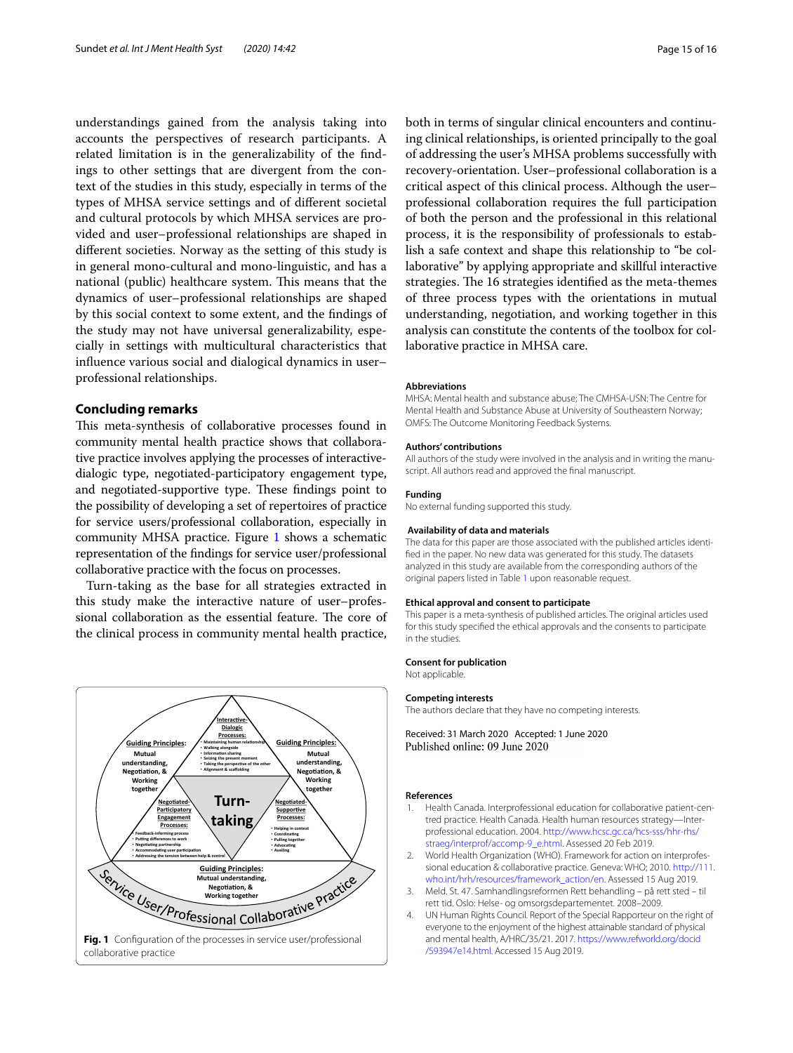understandings gained from the analysis taking into accounts the perspectives of research participants. A related limitation is in the generalizability of the findings to other settings that are divergent from the context of the studies in this study, especially in terms of the types of MHSA service settings and of different societal and cultural protocols by which MHSA services are provided and user–professional relationships are shaped in different societies. Norway as the setting of this study is in general mono-cultural and mono-linguistic, and has a national (public) healthcare system. This means that the dynamics of user–professional relationships are shaped by this social context to some extent, and the findings of the study may not have universal generalizability, especially in settings with multicultural characteristics that influence various social and dialogical dynamics in user–professional relationships.

## Concluding remarks

This meta-synthesis of collaborative processes found in community mental health practice shows that collaborative practice involves applying the processes of interactive-dialogic type, negotiated-participatory engagement type, and negotiated-supportive type. These findings point to the possibility of developing a set of repertoires of practice for service users/professional collaboration, especially in community MHSA practice. Figure 1 shows a schematic representation of the findings for service user/professional collaborative practice with the focus on processes.

Turn-taking as the base for all strategies extracted in this study make the interactive nature of user–professional collaboration as the essential feature. The core of the clinical process in community mental health practice, both in terms of singular clinical encounters and continuing clinical relationships, is oriented principally to the goal of addressing the user's MHSA problems successfully with recovery-orientation. User–professional collaboration is a critical aspect of this clinical process. Although the user–professional collaboration requires the full participation of both the person and the professional in this relational process, it is the responsibility of professionals to establish a safe context and shape this relationship to "be collaborative" by applying appropriate and skillful interactive strategies. The 16 strategies identified as the meta-themes of three process types with the orientations in mutual understanding, negotiation, and working together in this analysis can constitute the contents of the toolbox for collaborative practice in MHSA care.

**Fig. 1** Configuration of the processes in service user/professional collaborative practice

### Abbreviations

MHSA: Mental health and substance abuse; The CMHSA-USN: The Centre for Mental Health and Substance Abuse at University of Southeastern Norway; OMFS: The Outcome Monitoring Feedback Systems.

### Authors' contributions

All authors of the study were involved in the analysis and in writing the manuscript. All authors read and approved the final manuscript.

### Funding

No external funding supported this study.

### Availability of data and materials

The data for this paper are those associated with the published articles identified in the paper. No new data was generated for this study. The datasets analyzed in this study are available from the corresponding authors of the original papers listed in Table 1 upon reasonable request.

### Ethical approval and consent to participate

This paper is a meta-synthesis of published articles. The original articles used for this study specified the ethical approvals and the consents to participate in the studies.

### Consent for publication

Not applicable.

### Competing interests

The authors declare that they have no competing interests.

Received: 31 March 2020 Accepted: 1 June 2020
Published online: 09 June 2020

### References

1. Health Canada. Interprofessional education for collaborative patient-centred practice. Health Canada. Health human resources strategy—Interprofessional education. 2004. http://www.hcsc.gc.ca/hcs-sss/hhr-rhs/straeg/interprof/accomp-9_e.html. Assessed 20 Feb 2019.
2. World Health Organization (WHO). Framework for action on interprofessional education & collaborative practice. Geneva: WHO; 2010. http://111.who.int/hrh/resources/framework_action/en. Assessed 15 Aug 2019.
3. Meld. St. 47. Samhandlingsreformen Rett behandling – på rett sted – til rett tid. Oslo: Helse- og omsorgsdepartementet. 2008–2009.
4. UN Human Rights Council. Report of the Special Rapporteur on the right of everyone to the enjoyment of the highest attainable standard of physical and mental health, A/HRC/35/21. 2017. https://www.refworld.org/docid/593947e14.html. Accessed 15 Aug 2019.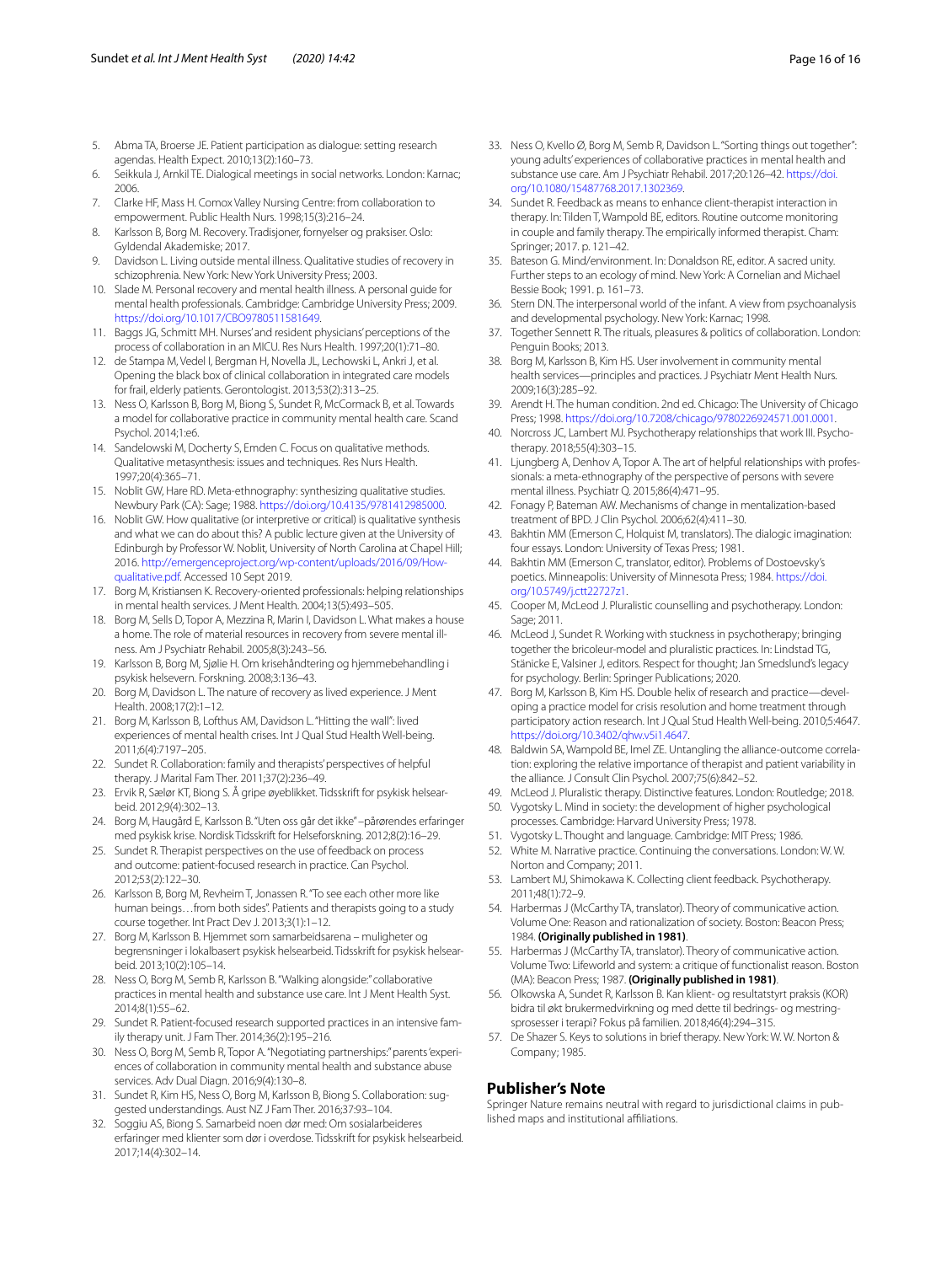5. Abma TA, Broerse JE. Patient participation as dialogue: setting research agendas. Health Expect. 2010;13(2):160–73.
6. Seikkula J, Arnkil TE. Dialogical meetings in social networks. London: Karnac; 2006.
7. Clarke HF, Mass H. Comox Valley Nursing Centre: from collaboration to empowerment. Public Health Nurs. 1998;15(3):216–24.
8. Karlsson B, Borg M. Recovery. Tradisjoner, fornyelser og praksiser. Oslo: Gyldendal Akademiske; 2017.
9. Davidson L. Living outside mental illness. Qualitative studies of recovery in schizophrenia. New York: New York University Press; 2003.
10. Slade M. Personal recovery and mental health illness. A personal guide for mental health professionals. Cambridge: Cambridge University Press; 2009. https://doi.org/10.1017/CBO9780511581649.
11. Baggs JG, Schmitt MH. Nurses' and resident physicians' perceptions of the process of collaboration in an MICU. Res Nurs Health. 1997;20(1):71–80.
12. de Stampa M, Vedel I, Bergman H, Novella JL, Lechowski L, Ankri J, et al. Opening the black box of clinical collaboration in integrated care models for frail, elderly patients. Gerontologist. 2013;53(2):313–25.
13. Ness O, Karlsson B, Borg M, Biong S, Sundet R, McCormack B, et al. Towards a model for collaborative practice in community mental health care. Scand Psychol. 2014;1:e6.
14. Sandelowski M, Docherty S, Emden C. Focus on qualitative methods. Qualitative metasynthesis: issues and techniques. Res Nurs Health. 1997;20(4):365–71.
15. Noblit GW, Hare RD. Meta-ethnography: synthesizing qualitative studies. Newbury Park (CA): Sage; 1988. https://doi.org/10.4135/9781412985000.
16. Noblit GW. How qualitative (or interpretive or critical) is qualitative synthesis and what we can do about this? A public lecture given at the University of Edinburgh by Professor W. Noblit, University of North Carolina at Chapel Hill; 2016. http://emergenceproject.org/wp-content/uploads/2016/09/How-qualitative.pdf. Accessed 10 Sept 2019.
17. Borg M, Kristiansen K. Recovery-oriented professionals: helping relationships in mental health services. J Ment Health. 2004;13(5):493–505.
18. Borg M, Sells D, Topor A, Mezzina R, Marin I, Davidson L. What makes a house a home. The role of material resources in recovery from severe mental illness. Am J Psychiatr Rehabil. 2005;8(3):243–56.
19. Karlsson B, Borg M, Sjølie H. Om krisehåndtering og hjemmebehandling i psykisk helsevern. Forskning. 2008;3:136–43.
20. Borg M, Davidson L. The nature of recovery as lived experience. J Ment Health. 2008;17(2):1–12.
21. Borg M, Karlsson B, Lofthus AM, Davidson L. "Hitting the wall": lived experiences of mental health crises. Int J Qual Stud Health Well-being. 2011;6(4):7197–205.
22. Sundet R. Collaboration: family and therapists' perspectives of helpful therapy. J Marital Fam Ther. 2011;37(2):236–49.
23. Ervik R, Sælør KT, Biong S. Å gripe øyeblikket. Tidsskrift for psykisk helsearbeid. 2012;9(4):302–13.
24. Borg M, Haugård E, Karlsson B. "Uten oss går det ikke"–pårørendes erfaringer med psykisk krise. Nordisk Tidsskrift for Helseforskning. 2012;8(2):16–29.
25. Sundet R. Therapist perspectives on the use of feedback on process and outcome: patient-focused research in practice. Can Psychol. 2012;53(2):122–30.
26. Karlsson B, Borg M, Revheim T, Jonassen R. "To see each other more like human beings…from both sides". Patients and therapists going to a study course together. Int Pract Dev J. 2013;3(1):1–12.
27. Borg M, Karlsson B. Hjemmet som samarbeidsarena – muligheter og begrensninger i lokalbasert psykisk helsearbeid. Tidsskrift for psykisk helsearbeid. 2013;10(2):105–14.
28. Ness O, Borg M, Semb R, Karlsson B. "Walking alongside:" collaborative practices in mental health and substance use care. Int J Ment Health Syst. 2014;8(1):55–62.
29. Sundet R. Patient-focused research supported practices in an intensive family therapy unit. J Fam Ther. 2014;36(2):195–216.
30. Ness O, Borg M, Semb R, Topor A. "Negotiating partnerships:" parents 'experiences of collaboration in community mental health and substance abuse services. Adv Dual Diagn. 2016;9(4):130–8.
31. Sundet R, Kim HS, Ness O, Borg M, Karlsson B, Biong S. Collaboration: suggested understandings. Aust NZ J Fam Ther. 2016;37:93–104.
32. Soggiu AS, Biong S. Samarbeid noen dør med: Om sosialarbeideres erfaringer med klienter som dør i overdose. Tidsskrift for psykisk helsearbeid. 2017;14(4):302–14.
33. Ness O, Kvello Ø, Borg M, Semb R, Davidson L. "Sorting things out together": young adults' experiences of collaborative practices in mental health and substance use care. Am J Psychiatr Rehabil. 2017;20:126–42. https://doi.org/10.1080/15487768.2017.1302369.
34. Sundet R. Feedback as means to enhance client-therapist interaction in therapy. In: Tilden T, Wampold BE, editors. Routine outcome monitoring in couple and family therapy. The empirically informed therapist. Cham: Springer; 2017. p. 121–42.
35. Bateson G. Mind/environment. In: Donaldson RE, editor. A sacred unity. Further steps to an ecology of mind. New York: A Cornelian and Michael Bessie Book; 1991. p. 161–73.
36. Stern DN. The interpersonal world of the infant. A view from psychoanalysis and developmental psychology. New York: Karnac; 1998.
37. Together Sennett R. The rituals, pleasures & politics of collaboration. London: Penguin Books; 2013.
38. Borg M, Karlsson B, Kim HS. User involvement in community mental health services—principles and practices. J Psychiatr Ment Health Nurs. 2009;16(3):285–92.
39. Arendt H. The human condition. 2nd ed. Chicago: The University of Chicago Press; 1998. https://doi.org/10.7208/chicago/9780226924571.001.0001.
40. Norcross JC, Lambert MJ. Psychotherapy relationships that work III. Psychotherapy. 2018;55(4):303–15.
41. Ljungberg A, Denhov A, Topor A. The art of helpful relationships with professionals: a meta-ethnography of the perspective of persons with severe mental illness. Psychiatr Q. 2015;86(4):471–95.
42. Fonagy P, Bateman AW. Mechanisms of change in mentalization-based treatment of BPD. J Clin Psychol. 2006;62(4):411–30.
43. Bakhtin MM (Emerson C, Holquist M, translators). The dialogic imagination: four essays. London: University of Texas Press; 1981.
44. Bakhtin MM (Emerson C, translator, editor). Problems of Dostoevsky's poetics. Minneapolis: University of Minnesota Press; 1984. https://doi.org/10.5749/j.ctt22727z1.
45. Cooper M, McLeod J. Pluralistic counselling and psychotherapy. London: Sage; 2011.
46. McLeod J, Sundet R. Working with stuckness in psychotherapy; bringing together the bricoleur-model and pluralistic practices. In: Lindstad TG, Stänicke E, Valsiner J, editors. Respect for thought; Jan Smedslund's legacy for psychology. Berlin: Springer Publications; 2020.
47. Borg M, Karlsson B, Kim HS. Double helix of research and practice—developing a practice model for crisis resolution and home treatment through participatory action research. Int J Qual Stud Health Well-being. 2010;5:4647. https://doi.org/10.3402/qhw.v5i1.4647.
48. Baldwin SA, Wampold BE, Imel ZE. Untangling the alliance-outcome correlation: exploring the relative importance of therapist and patient variability in the alliance. J Consult Clin Psychol. 2007;75(6):842–52.
49. McLeod J. Pluralistic therapy. Distinctive features. London: Routledge; 2018.
50. Vygotsky L. Mind in society: the development of higher psychological processes. Cambridge: Harvard University Press; 1978.
51. Vygotsky L. Thought and language. Cambridge: MIT Press; 1986.
52. White M. Narrative practice. Continuing the conversations. London: W. W. Norton and Company; 2011.
53. Lambert MJ, Shimokawa K. Collecting client feedback. Psychotherapy. 2011;48(1):72–9.
54. Harbermas J (McCarthy TA, translator). Theory of communicative action. Volume One: Reason and rationalization of society. Boston: Beacon Press; 1984. **(Originally published in 1981)**.
55. Harbermas J (McCarthy TA, translator). Theory of communicative action. Volume Two: Lifeworld and system: a critique of functionalist reason. Boston (MA): Beacon Press; 1987. **(Originally published in 1981)**.
56. Olkowska A, Sundet R, Karlsson B. Kan klient- og resultatstyrt praksis (KOR) bidra til økt brukermedvirkning og med dette til bedrings- og mestringsprosesser i terapi? Fokus på familien. 2018;46(4):294–315.
57. De Shazer S. Keys to solutions in brief therapy. New York: W. W. Norton & Company; 1985.

## Publisher's Note

Springer Nature remains neutral with regard to jurisdictional claims in published maps and institutional affiliations.